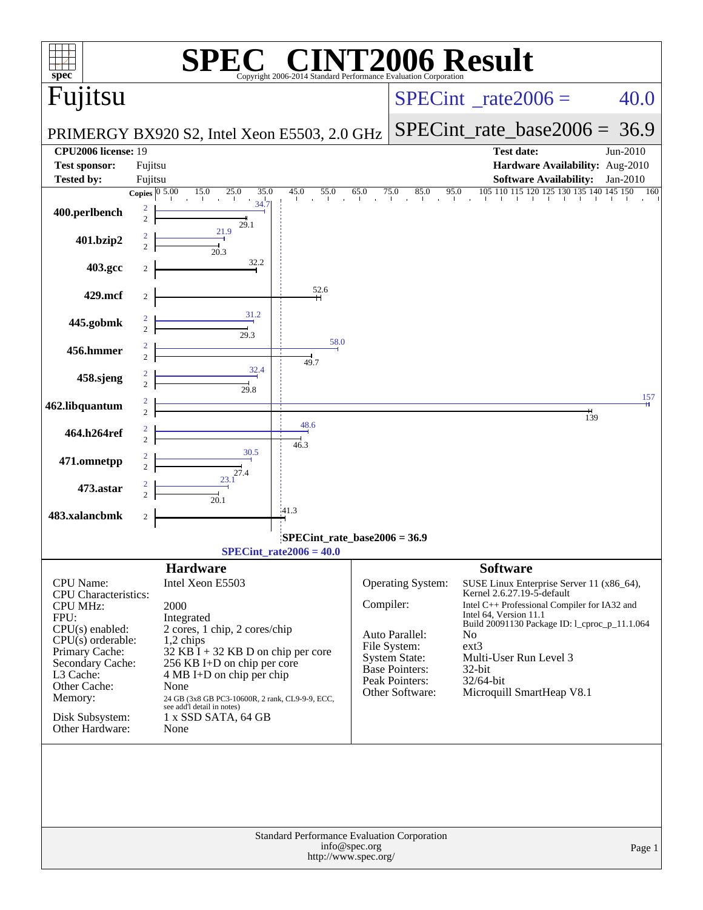# SPEC CINT2006 Result

Copyright 2006-2014 Standard Performance Evaluation Corporation

## Fujitsu

PRIMERGY BX920 S2, Intel Xeon E5503, 2.0 GHz

SPECint_rate2006 = 40.0

SPECint_rate_base2006 = 36.9

| | | | |
|---|---|---|---|
| **CPU2006 license:** | 19 | **Test date:** | Jun-2010 |
| **Test sponsor:** | Fujitsu | **Hardware Availability:** | Aug-2010 |
| **Tested by:** | Fujitsu | **Software Availability:** | Jan-2010 |

| Benchmark | Copies (peak) | Peak | Copies (base) | Base |
|---|---|---|---|---|
| 400.perlbench | 2 | 34.7 | 2 | 29.1 |
| 401.bzip2 | 2 | 21.9 | 2 | 20.3 |
| 403.gcc | | | 2 | 32.2 |
| 429.mcf | | | 2 | 52.6 |
| 445.gobmk | 2 | 31.2 | 2 | 29.3 |
| 456.hmmer | 2 | 58.0 | 2 | 49.7 |
| 458.sjeng | 2 | 32.4 | 2 | 29.8 |
| 462.libquantum | 2 | 157 | 2 | 139 |
| 464.h264ref | 2 | 48.6 | 2 | 46.3 |
| 471.omnetpp | 2 | 30.5 | 2 | 27.4 |
| 473.astar | 2 | 23.1 | 2 | 20.1 |
| 483.xalancbmk | | | 2 | 41.3 |

SPECint_rate_base2006 = 36.9

SPECint_rate2006 = 40.0

## Hardware

| | |
|---|---|
| CPU Name: | Intel Xeon E5503 |
| CPU Characteristics: | |
| CPU MHz: | 2000 |
| FPU: | Integrated |
| CPU(s) enabled: | 2 cores, 1 chip, 2 cores/chip |
| CPU(s) orderable: | 1,2 chips |
| Primary Cache: | 32 KB I + 32 KB D on chip per core |
| Secondary Cache: | 256 KB I+D on chip per core |
| L3 Cache: | 4 MB I+D on chip per chip |
| Other Cache: | None |
| Memory: | 24 GB (3x8 GB PC3-10600R, 2 rank, CL9-9-9, ECC, see add'l detail in notes) |
| Disk Subsystem: | 1 x SSD SATA, 64 GB |
| Other Hardware: | None |

## Software

| | |
|---|---|
| Operating System: | SUSE Linux Enterprise Server 11 (x86_64), Kernel 2.6.27.19-5-default |
| Compiler: | Intel C++ Professional Compiler for IA32 and Intel 64, Version 11.1 Build 20091130 Package ID: l_cproc_p_11.1.064 |
| Auto Parallel: | No |
| File System: | ext3 |
| System State: | Multi-User Run Level 3 |
| Base Pointers: | 32-bit |
| Peak Pointers: | 32/64-bit |
| Other Software: | Microquill SmartHeap V8.1 |

Standard Performance Evaluation Corporation
info@spec.org
http://www.spec.org/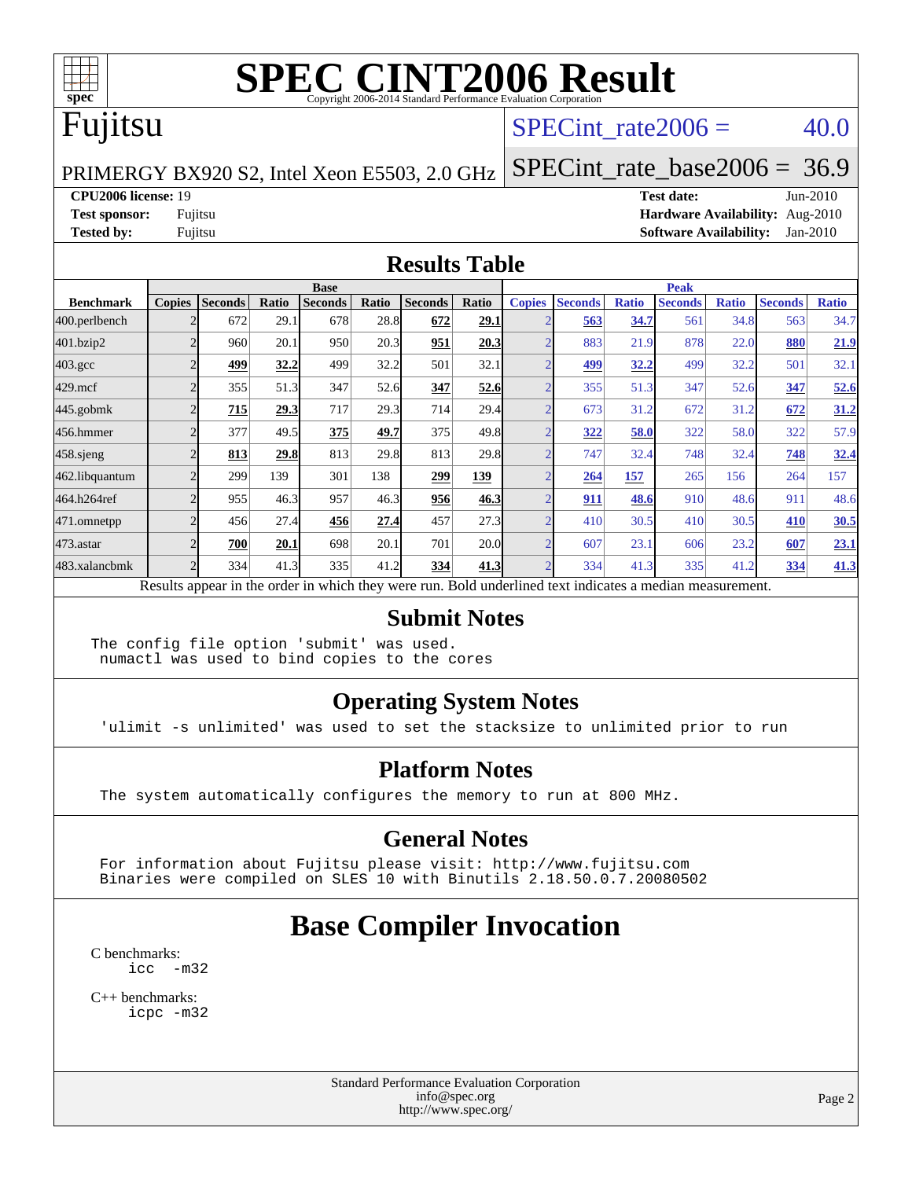# SPEC CINT2006 Result

Copyright 2006-2014 Standard Performance Evaluation Corporation

## Fujitsu

PRIMERGY BX920 S2, Intel Xeon E5503, 2.0 GHz

SPECint_rate2006 = 40.0

SPECint_rate_base2006 = 36.9

**CPU2006 license:** 19
**Test sponsor:** Fujitsu
**Tested by:** Fujitsu

**Test date:** Jun-2010
**Hardware Availability:** Aug-2010
**Software Availability:** Jan-2010

## Results Table

| Benchmark | Base | | | | | | | Peak | | | | | | |
|---|---|---|---|---|---|---|---|---|---|---|---|---|---|---|
| | Copies | Seconds | Ratio | Seconds | Ratio | Seconds | Ratio | Copies | Seconds | Ratio | Seconds | Ratio | Seconds | Ratio |
| 400.perlbench | 2 | 672 | 29.1 | 678 | 28.8 | **672** | **29.1** | 2 | **563** | **34.7** | 561 | 34.8 | 563 | 34.7 |
| 401.bzip2 | 2 | 960 | 20.1 | 950 | 20.3 | **951** | **20.3** | 2 | 883 | 21.9 | 878 | 22.0 | **880** | **21.9** |
| 403.gcc | 2 | **499** | **32.2** | 499 | 32.2 | 501 | 32.1 | 2 | **499** | **32.2** | 499 | 32.2 | 501 | 32.1 |
| 429.mcf | 2 | 355 | 51.3 | 347 | 52.6 | **347** | **52.6** | 2 | 355 | 51.3 | 347 | 52.6 | **347** | **52.6** |
| 445.gobmk | 2 | **715** | **29.3** | 717 | 29.3 | 714 | 29.4 | 2 | 673 | 31.2 | 672 | 31.2 | **672** | **31.2** |
| 456.hmmer | 2 | 377 | 49.5 | **375** | **49.7** | 375 | 49.8 | 2 | **322** | **58.0** | 322 | 58.0 | 322 | 57.9 |
| 458.sjeng | 2 | **813** | **29.8** | 813 | 29.8 | 813 | 29.8 | 2 | 747 | 32.4 | 748 | 32.4 | **748** | **32.4** |
| 462.libquantum | 2 | 299 | 139 | 301 | 138 | **299** | **139** | 2 | **264** | **157** | 265 | 156 | 264 | 157 |
| 464.h264ref | 2 | 955 | 46.3 | 957 | 46.3 | **956** | **46.3** | 2 | **911** | **48.6** | 910 | 48.6 | 911 | 48.6 |
| 471.omnetpp | 2 | 456 | 27.4 | **456** | **27.4** | 457 | 27.3 | 2 | 410 | 30.5 | 410 | 30.5 | **410** | **30.5** |
| 473.astar | 2 | **700** | **20.1** | 698 | 20.1 | 701 | 20.0 | 2 | 607 | 23.1 | 606 | 23.2 | **607** | **23.1** |
| 483.xalancbmk | 2 | 334 | 41.3 | 335 | 41.2 | **334** | **41.3** | 2 | 334 | 41.3 | 335 | 41.2 | **334** | **41.3** |

Results appear in the order in which they were run. Bold underlined text indicates a median measurement.

## Submit Notes

```
The config file option 'submit' was used.
 numactl was used to bind copies to the cores
```

## Operating System Notes

```
'ulimit -s unlimited' was used to set the stacksize to unlimited prior to run
```

## Platform Notes

```
The system automatically configures the memory to run at 800 MHz.
```

## General Notes

```
For information about Fujitsu please visit: http://www.fujitsu.com
Binaries were compiled on SLES 10 with Binutils 2.18.50.0.7.20080502
```

# Base Compiler Invocation

C benchmarks:

```
icc  -m32
```

C++ benchmarks:

```
icpc -m32
```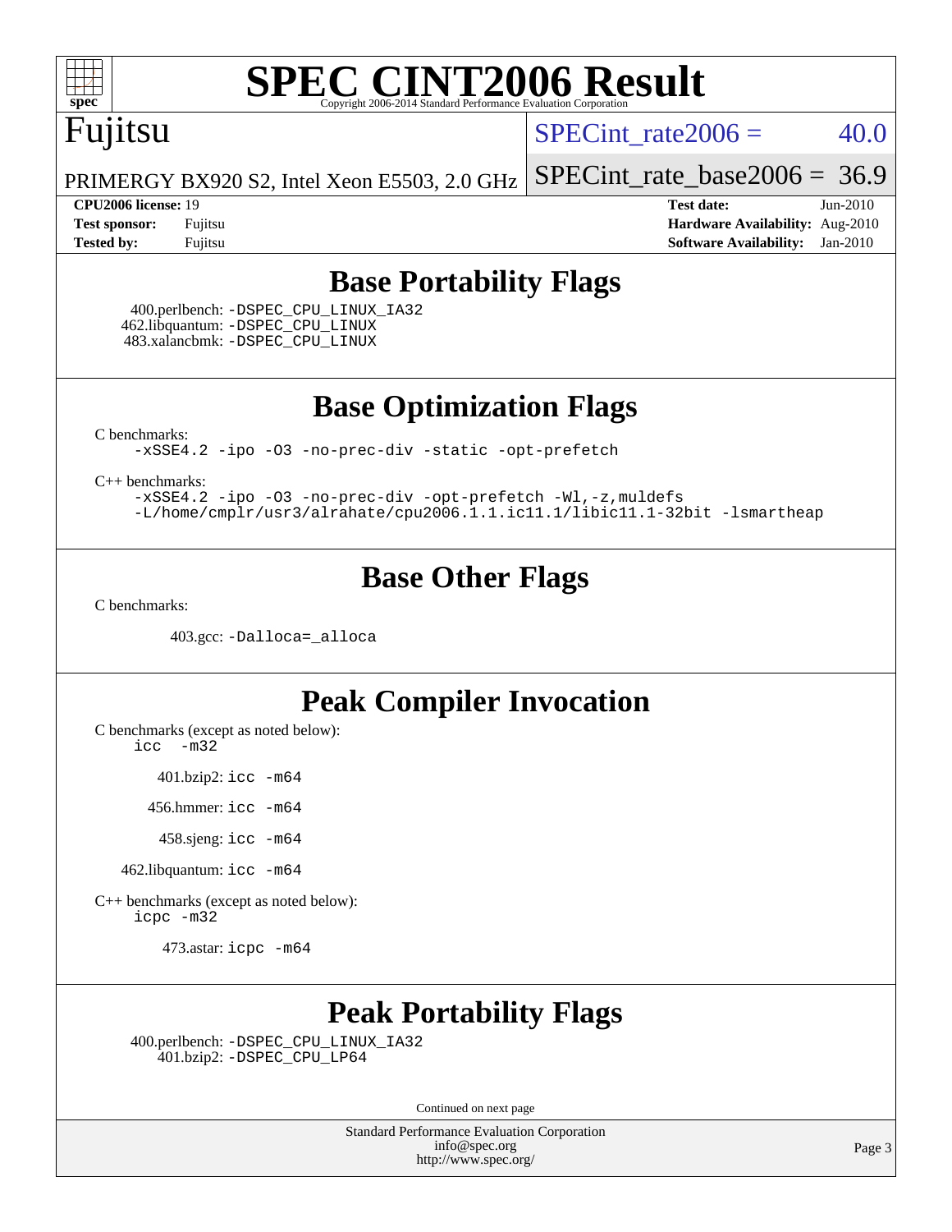# SPEC CINT2006 Result

Copyright 2006-2014 Standard Performance Evaluation Corporation

## Fujitsu

PRIMERGY BX920 S2, Intel Xeon E5503, 2.0 GHz

SPECint_rate2006 = 40.0

SPECint_rate_base2006 = 36.9

| | | | |
|---|---|---|---|
| **CPU2006 license:** 19 | | **Test date:** | Jun-2010 |
| **Test sponsor:** | Fujitsu | **Hardware Availability:** | Aug-2010 |
| **Tested by:** | Fujitsu | **Software Availability:** | Jan-2010 |

## Base Portability Flags

400.perlbench: -DSPEC_CPU_LINUX_IA32
462.libquantum: -DSPEC_CPU_LINUX
483.xalancbmk: -DSPEC_CPU_LINUX

## Base Optimization Flags

C benchmarks:
-xSSE4.2 -ipo -O3 -no-prec-div -static -opt-prefetch

C++ benchmarks:
-xSSE4.2 -ipo -O3 -no-prec-div -opt-prefetch -Wl,-z,muldefs
-L/home/cmplr/usr3/alrahate/cpu2006.1.1.ic11.1/libic11.1-32bit -lsmartheap

## Base Other Flags

C benchmarks:

403.gcc: -Dalloca=_alloca

## Peak Compiler Invocation

C benchmarks (except as noted below):
icc -m32

401.bzip2: icc -m64

456.hmmer: icc -m64

458.sjeng: icc -m64

462.libquantum: icc -m64

C++ benchmarks (except as noted below):
icpc -m32

473.astar: icpc -m64

## Peak Portability Flags

400.perlbench: -DSPEC_CPU_LINUX_IA32
401.bzip2: -DSPEC_CPU_LP64

Continued on next page

Standard Performance Evaluation Corporation
info@spec.org
http://www.spec.org/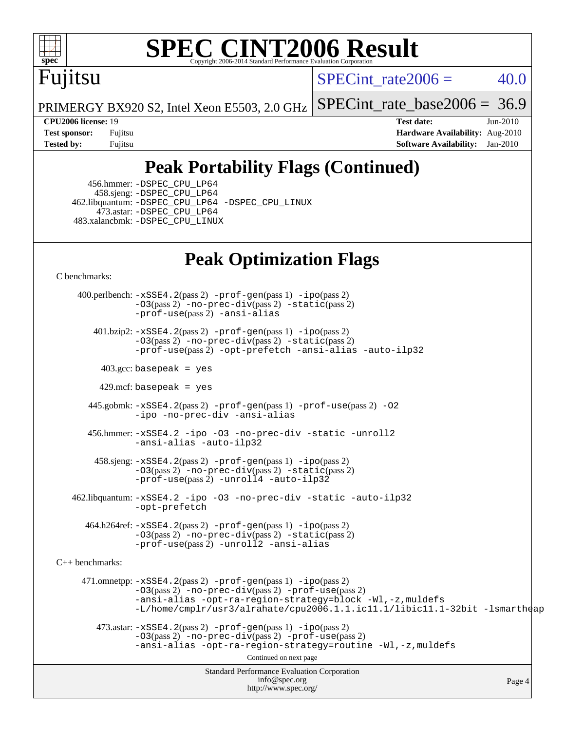# SPEC CINT2006 Result

Copyright 2006-2014 Standard Performance Evaluation Corporation

## Fujitsu

PRIMERGY BX920 S2, Intel Xeon E5503, 2.0 GHz

SPECint_rate2006 = 40.0

SPECint_rate_base2006 = 36.9

| | | | |
|---|---|---|---|
| **CPU2006 license:** | 19 | **Test date:** | Jun-2010 |
| **Test sponsor:** | Fujitsu | **Hardware Availability:** | Aug-2010 |
| **Tested by:** | Fujitsu | **Software Availability:** | Jan-2010 |

## Peak Portability Flags (Continued)

456.hmmer: -DSPEC_CPU_LP64
458.sjeng: -DSPEC_CPU_LP64
462.libquantum: -DSPEC_CPU_LP64 -DSPEC_CPU_LINUX
473.astar: -DSPEC_CPU_LP64
483.xalancbmk: -DSPEC_CPU_LINUX

## Peak Optimization Flags

C benchmarks:

400.perlbench: -xSSE4.2(pass 2) -prof-gen(pass 1) -ipo(pass 2) -O3(pass 2) -no-prec-div(pass 2) -static(pass 2) -prof-use(pass 2) -ansi-alias

401.bzip2: -xSSE4.2(pass 2) -prof-gen(pass 1) -ipo(pass 2) -O3(pass 2) -no-prec-div(pass 2) -static(pass 2) -prof-use(pass 2) -opt-prefetch -ansi-alias -auto-ilp32

403.gcc: basepeak = yes

429.mcf: basepeak = yes

445.gobmk: -xSSE4.2(pass 2) -prof-gen(pass 1) -prof-use(pass 2) -O2 -ipo -no-prec-div -ansi-alias

456.hmmer: -xSSE4.2 -ipo -O3 -no-prec-div -static -unroll2 -ansi-alias -auto-ilp32

458.sjeng: -xSSE4.2(pass 2) -prof-gen(pass 1) -ipo(pass 2) -O3(pass 2) -no-prec-div(pass 2) -static(pass 2) -prof-use(pass 2) -unroll4 -auto-ilp32

462.libquantum: -xSSE4.2 -ipo -O3 -no-prec-div -static -auto-ilp32 -opt-prefetch

464.h264ref: -xSSE4.2(pass 2) -prof-gen(pass 1) -ipo(pass 2) -O3(pass 2) -no-prec-div(pass 2) -static(pass 2) -prof-use(pass 2) -unroll2 -ansi-alias

C++ benchmarks:

471.omnetpp: -xSSE4.2(pass 2) -prof-gen(pass 1) -ipo(pass 2) -O3(pass 2) -no-prec-div(pass 2) -prof-use(pass 2) -ansi-alias -opt-ra-region-strategy=block -Wl,-z,muldefs -L/home/cmplr/usr3/alrahate/cpu2006.1.1.ic11.1/libic11.1-32bit -lsmartheap

473.astar: -xSSE4.2(pass 2) -prof-gen(pass 1) -ipo(pass 2) -O3(pass 2) -no-prec-div(pass 2) -prof-use(pass 2) -ansi-alias -opt-ra-region-strategy=routine -Wl,-z,muldefs

Continued on next page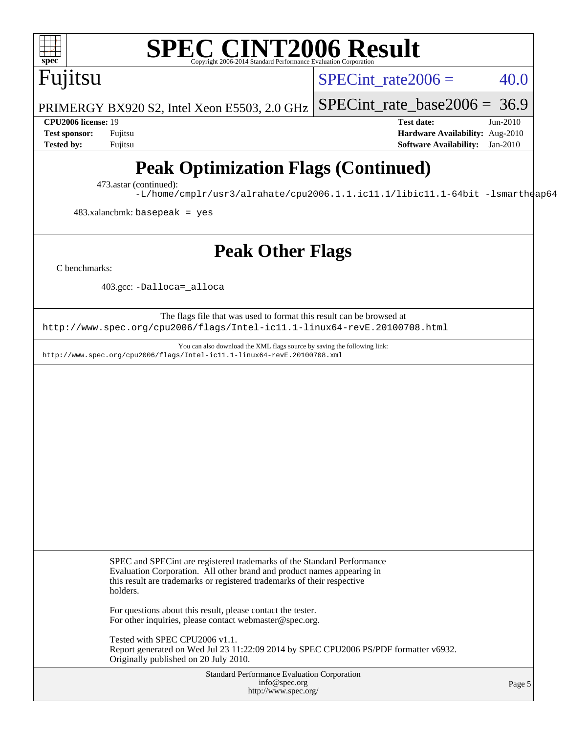# SPEC CINT2006 Result

Copyright 2006-2014 Standard Performance Evaluation Corporation

Fujitsu

PRIMERGY BX920 S2, Intel Xeon E5503, 2.0 GHz

SPECint_rate2006 = 40.0

SPECint_rate_base2006 = 36.9

**CPU2006 license:** 19
**Test sponsor:** Fujitsu
**Tested by:** Fujitsu

**Test date:** Jun-2010
**Hardware Availability:** Aug-2010
**Software Availability:** Jan-2010

## Peak Optimization Flags (Continued)

473.astar (continued):
`-L/home/cmplr/usr3/alrahate/cpu2006.1.1.ic11.1/libic11.1-64bit -lsmartheap64`

483.xalancbmk: `basepeak = yes`

## Peak Other Flags

C benchmarks:

403.gcc: `-Dalloca=_alloca`

The flags file that was used to format this result can be browsed at
`http://www.spec.org/cpu2006/flags/Intel-ic11.1-linux64-revE.20100708.html`

You can also download the XML flags source by saving the following link:
`http://www.spec.org/cpu2006/flags/Intel-ic11.1-linux64-revE.20100708.xml`

SPEC and SPECint are registered trademarks of the Standard Performance Evaluation Corporation. All other brand and product names appearing in this result are trademarks or registered trademarks of their respective holders.

For questions about this result, please contact the tester.
For other inquiries, please contact webmaster@spec.org.

Tested with SPEC CPU2006 v1.1.
Report generated on Wed Jul 23 11:22:09 2014 by SPEC CPU2006 PS/PDF formatter v6932.
Originally published on 20 July 2010.

Standard Performance Evaluation Corporation
info@spec.org
http://www.spec.org/